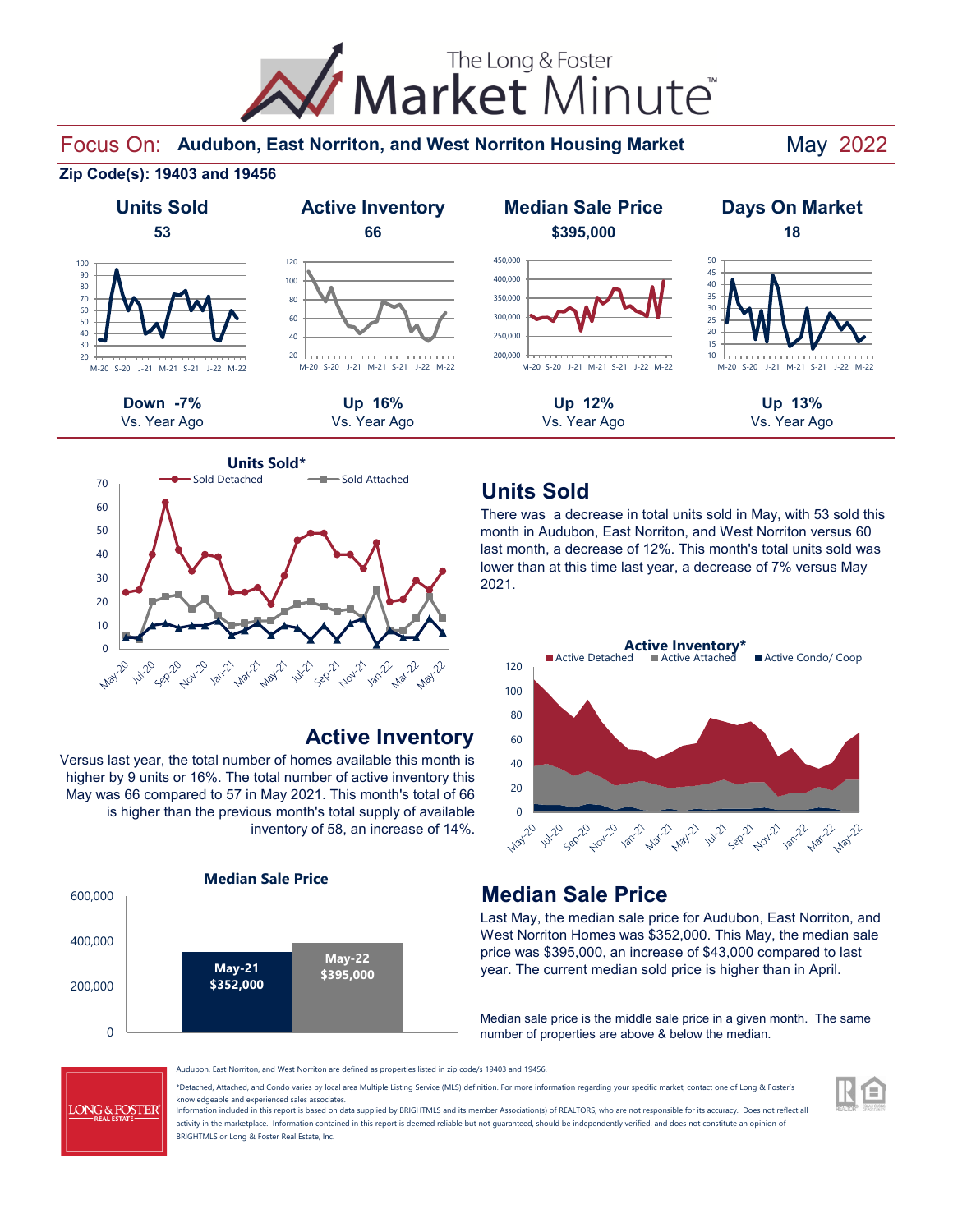# The Long & Foster Market Minute™

## Focus On: Audubon, East Norriton, and West Norriton Housing Market — May 2022

**Zip Code(s): 19403 and 19456**

| Units Sold | Active Inventory | Median Sale Price | Days On Market |
|---|---|---|---|
| **53** | **66** | **$395,000** | **18** |
| **Down -7%** | **Up 16%** | **Up 12%** | **Up 13%** |
| Vs. Year Ago | Vs. Year Ago | Vs. Year Ago | Vs. Year Ago |

## Units Sold

There was a decrease in total units sold in May, with 53 sold this month in Audubon, East Norriton, and West Norriton versus 60 last month, a decrease of 12%. This month's total units sold was lower than at this time last year, a decrease of 7% versus May 2021.

## Active Inventory

Versus last year, the total number of homes available this month is higher by 9 units or 16%. The total number of active inventory this May was 66 compared to 57 in May 2021. This month's total of 66 is higher than the previous month's total supply of available inventory of 58, an increase of 14%.

## Median Sale Price

| May-21 | May-22 |
|---|---|
| $352,000 | $395,000 |

Last May, the median sale price for Audubon, East Norriton, and West Norriton Homes was $352,000. This May, the median sale price was $395,000, an increase of $43,000 compared to last year. The current median sold price is higher than in April.

Median sale price is the middle sale price in a given month. The same number of properties are above & below the median.

Audubon, East Norriton, and West Norriton are defined as properties listed in zip code/s 19403 and 19456.

*Detached, Attached, and Condo varies by local area Multiple Listing Service (MLS) definition. For more information regarding your specific market, contact one of Long & Foster's knowledgeable and experienced sales associates.
Information included in this report is based on data supplied by BRIGHTMLS and its member Association(s) of REALTORS, who are not responsible for its accuracy. Does not reflect all activity in the marketplace. Information contained in this report is deemed reliable but not guaranteed, should be independently verified, and does not constitute an opinion of BRIGHTMLS or Long & Foster Real Estate, Inc.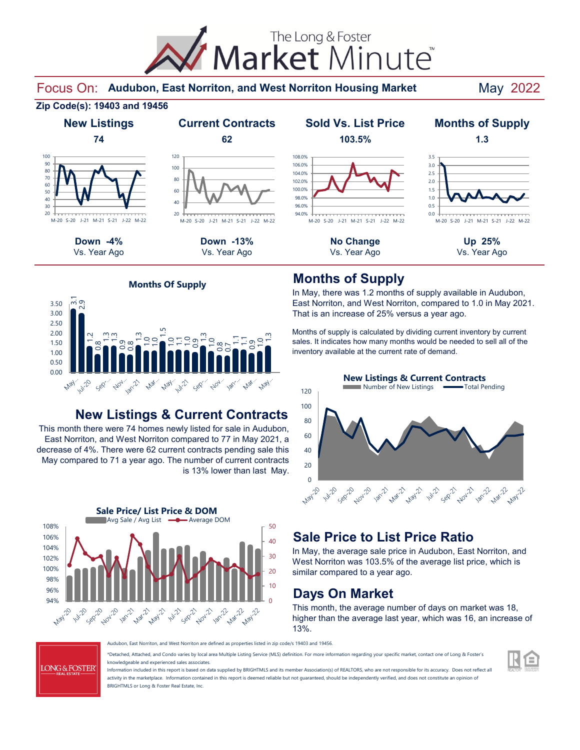The Long & Foster Market Minute™

## Focus On: Audubon, East Norriton, and West Norriton Housing Market

May 2022

**Zip Code(s): 19403 and 19456**

### New Listings
**74**

100
90
80
70
60
50
40
30
20
M-20 S-20 J-21 M-21 S-21 J-22 M-22

**Down -4%**
Vs. Year Ago

### Current Contracts
**62**

120
100
80
60
40
20
M-20 S-20 J-21 M-21 S-21 J-22 M-22

**Down -13%**
Vs. Year Ago

### Sold Vs. List Price
**103.5%**

108.0%
106.0%
104.0%
102.0%
100.0%
98.0%
96.0%
94.0%
M-20 S-20 J-21 M-21 S-21 J-22 M-22

**No Change**
Vs. Year Ago

### Months of Supply
**1.3**

3.5
3.0
2.5
2.0
1.5
1.0
0.5
0.0
M-20 S-20 J-21 M-21 S-21 J-22 M-22

**Up 25%**
Vs. Year Ago

**Months Of Supply**

3.50
3.00
2.50
2.00
1.50
1.00
0.50
0.00

3.1 2.9 1.2 0.8 1.3 1.3 0.9 0.8 1.3 1.0 1.0 1.5 1.0 1.1 1.0 0.9 1.3 1.0 0.8 0.7 1.1 1.1 0.9 1.0 1.3

May... Jul-20 Sep-... Nov... Jan-21 Mar... May... Jul-21 Sep-... Nov... Jan-... Mar... May...

## Months of Supply

In May, there was 1.2 months of supply available in Audubon, East Norriton, and West Norriton, compared to 1.0 in May 2021. That is an increase of 25% versus a year ago.

Months of supply is calculated by dividing current inventory by current sales. It indicates how many months would be needed to sell all of the inventory available at the current rate of demand.

**New Listings & Current Contracts**
Number of New Listings — Total Pending

120
100
80
60
40
20
0

May-20 Jul-20 Sep-20 Nov-20 Jan-21 Mar-21 May-21 Jul-21 Sep-21 Nov-21 Jan-22 Mar-22 May-22

## New Listings & Current Contracts

This month there were 74 homes newly listed for sale in Audubon, East Norriton, and West Norriton compared to 77 in May 2021, a decrease of 4%. There were 62 current contracts pending sale this May compared to 71 a year ago. The number of current contracts is 13% lower than last May.

**Sale Price/ List Price & DOM**
Avg Sale / Avg List — Average DOM

108%
106%
104%
102%
100%
98%
96%
94%

50
40
30
20
10
0

May-20 Jul-20 Sep-20 Nov-20 Jan-21 Mar-21 May-21 Jul-21 Sep-21 Nov-21 Jan-22 Mar-22 May-22

## Sale Price to List Price Ratio

In May, the average sale price in Audubon, East Norriton, and West Norriton was 103.5% of the average list price, which is similar compared to a year ago.

## Days On Market

This month, the average number of days on market was 18, higher than the average last year, which was 16, an increase of 13%.

Audubon, East Norriton, and West Norriton are defined as properties listed in zip code/s 19403 and 19456.

*Detached, Attached, and Condo varies by local area Multiple Listing Service (MLS) definition. For more information regarding your specific market, contact one of Long & Foster's knowledgeable and experienced sales associates.

Information included in this report is based on data supplied by BRIGHTMLS and its member Association(s) of REALTORS, who are not responsible for its accuracy. Does not reflect all activity in the marketplace. Information contained in this report is deemed reliable but not guaranteed, should be independently verified, and does not constitute an opinion of BRIGHTMLS or Long & Foster Real Estate, Inc.

LONG & FOSTER REAL ESTATE